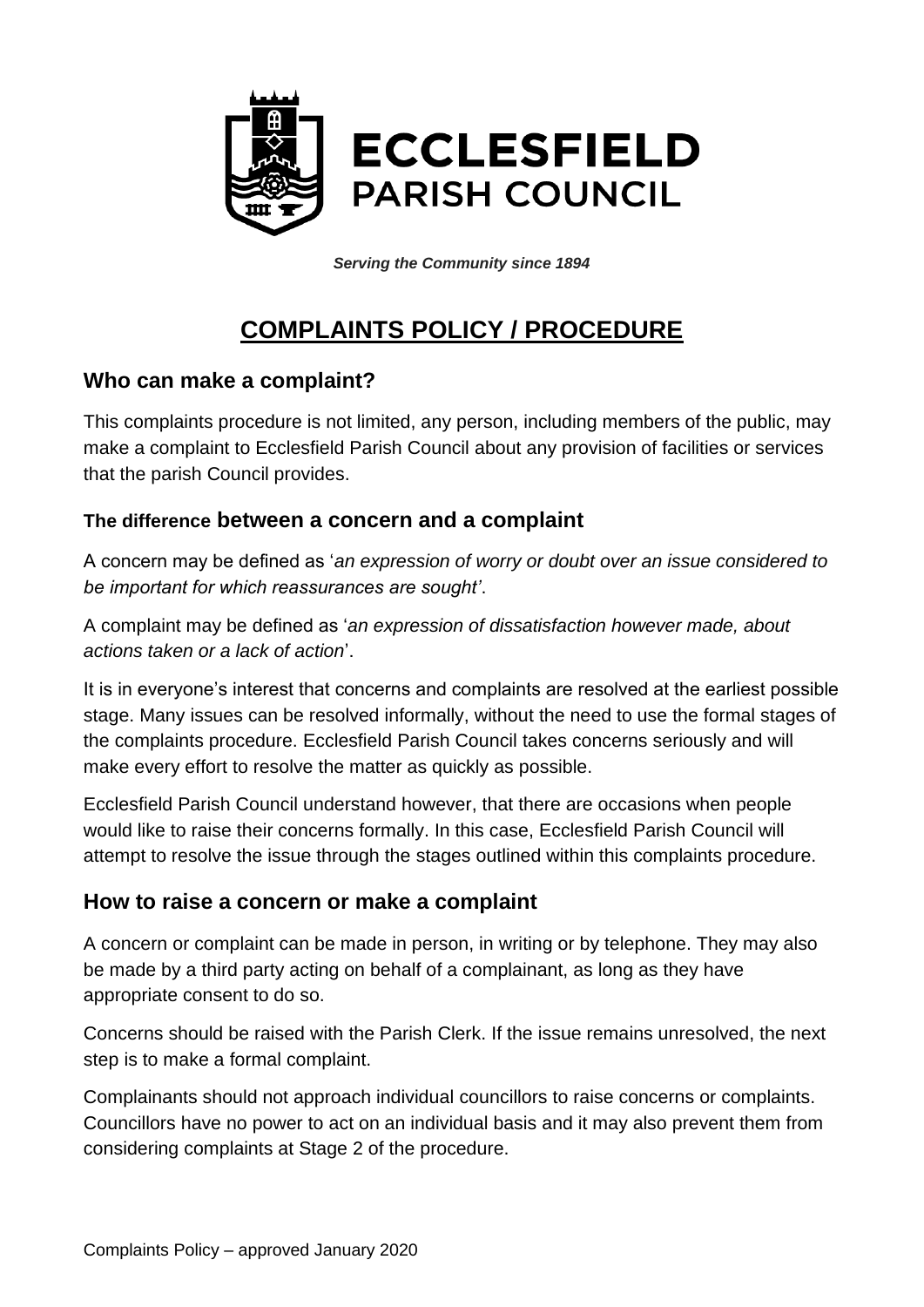# ECCLESFIELD PARISH COUNCIL

***Serving the Community since 1894***

# COMPLAINTS POLICY / PROCEDURE

## Who can make a complaint?

This complaints procedure is not limited, any person, including members of the public, may make a complaint to Ecclesfield Parish Council about any provision of facilities or services that the parish Council provides.

### The difference between a concern and a complaint

A concern may be defined as '*an expression of worry or doubt over an issue considered to be important for which reassurances are sought'*.

A complaint may be defined as '*an expression of dissatisfaction however made, about actions taken or a lack of action*'.

It is in everyone's interest that concerns and complaints are resolved at the earliest possible stage. Many issues can be resolved informally, without the need to use the formal stages of the complaints procedure. Ecclesfield Parish Council takes concerns seriously and will make every effort to resolve the matter as quickly as possible.

Ecclesfield Parish Council understand however, that there are occasions when people would like to raise their concerns formally. In this case, Ecclesfield Parish Council will attempt to resolve the issue through the stages outlined within this complaints procedure.

## How to raise a concern or make a complaint

A concern or complaint can be made in person, in writing or by telephone. They may also be made by a third party acting on behalf of a complainant, as long as they have appropriate consent to do so.

Concerns should be raised with the Parish Clerk. If the issue remains unresolved, the next step is to make a formal complaint.

Complainants should not approach individual councillors to raise concerns or complaints. Councillors have no power to act on an individual basis and it may also prevent them from considering complaints at Stage 2 of the procedure.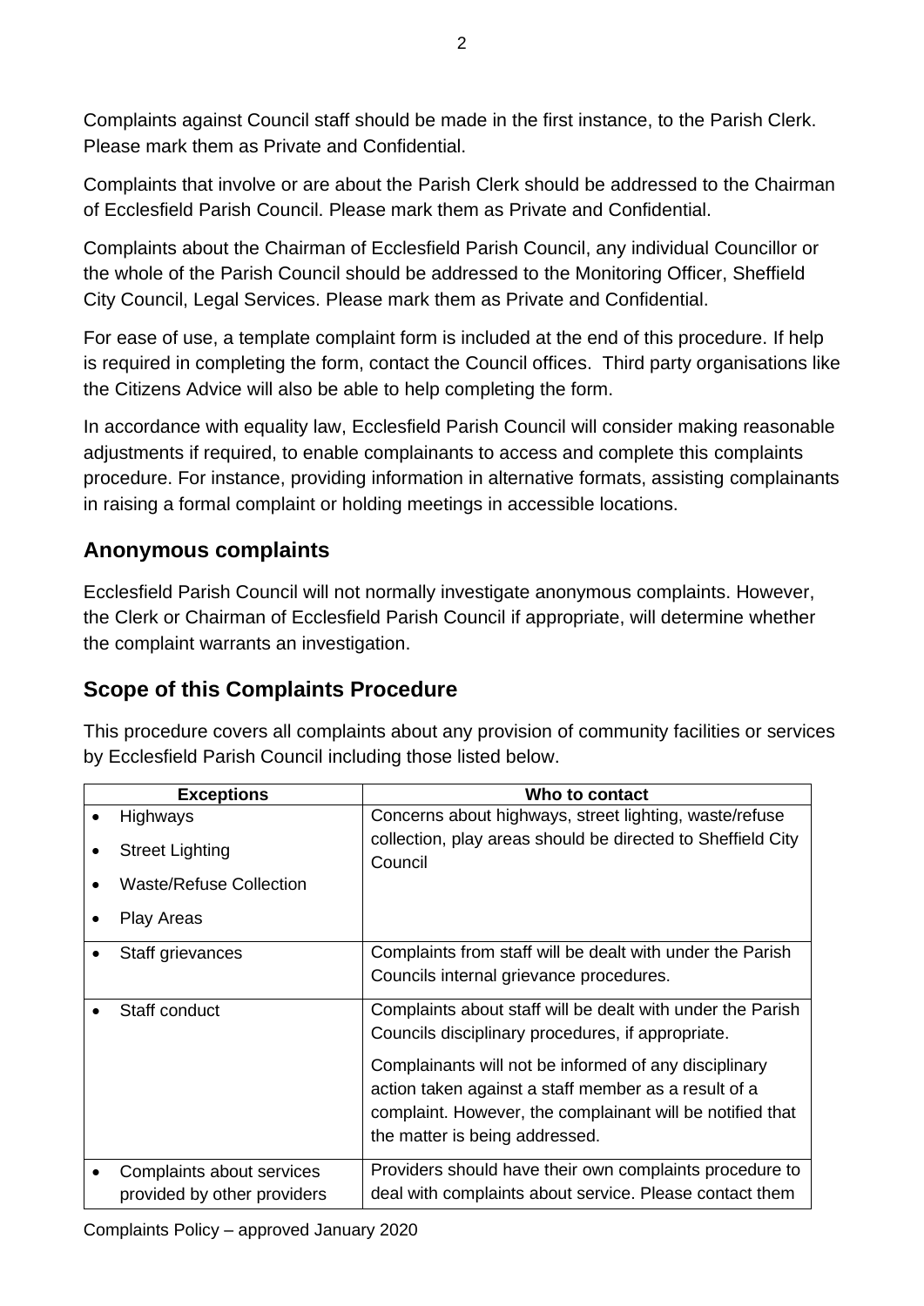Complaints against Council staff should be made in the first instance, to the Parish Clerk. Please mark them as Private and Confidential.

Complaints that involve or are about the Parish Clerk should be addressed to the Chairman of Ecclesfield Parish Council. Please mark them as Private and Confidential.

Complaints about the Chairman of Ecclesfield Parish Council, any individual Councillor or the whole of the Parish Council should be addressed to the Monitoring Officer, Sheffield City Council, Legal Services. Please mark them as Private and Confidential.

For ease of use, a template complaint form is included at the end of this procedure. If help is required in completing the form, contact the Council offices. Third party organisations like the Citizens Advice will also be able to help completing the form.

In accordance with equality law, Ecclesfield Parish Council will consider making reasonable adjustments if required, to enable complainants to access and complete this complaints procedure. For instance, providing information in alternative formats, assisting complainants in raising a formal complaint or holding meetings in accessible locations.

## Anonymous complaints

Ecclesfield Parish Council will not normally investigate anonymous complaints. However, the Clerk or Chairman of Ecclesfield Parish Council if appropriate, will determine whether the complaint warrants an investigation.

## Scope of this Complaints Procedure

This procedure covers all complaints about any provision of community facilities or services by Ecclesfield Parish Council including those listed below.

| Exceptions | Who to contact |
| --- | --- |
| • Highways<br>• Street Lighting<br>• Waste/Refuse Collection<br>• Play Areas | Concerns about highways, street lighting, waste/refuse collection, play areas should be directed to Sheffield City Council |
| • Staff grievances | Complaints from staff will be dealt with under the Parish Councils internal grievance procedures. |
| • Staff conduct | Complaints about staff will be dealt with under the Parish Councils disciplinary procedures, if appropriate.<br><br>Complainants will not be informed of any disciplinary action taken against a staff member as a result of a complaint. However, the complainant will be notified that the matter is being addressed. |
| • Complaints about services provided by other providers | Providers should have their own complaints procedure to deal with complaints about service. Please contact them |

Complaints Policy – approved January 2020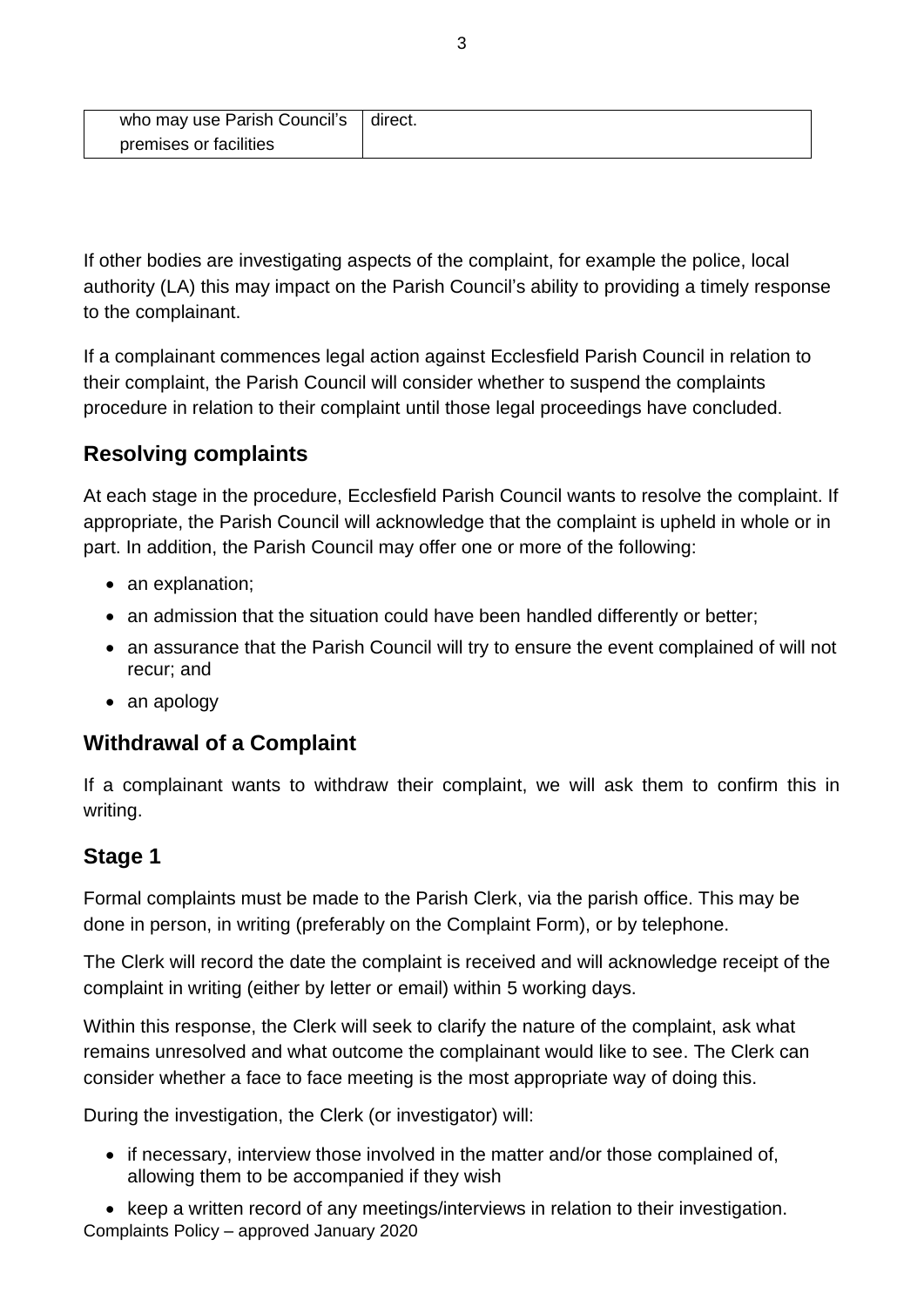| who may use Parish Council's premises or facilities | direct. |
|---|---|

If other bodies are investigating aspects of the complaint, for example the police, local authority (LA) this may impact on the Parish Council's ability to providing a timely response to the complainant.

If a complainant commences legal action against Ecclesfield Parish Council in relation to their complaint, the Parish Council will consider whether to suspend the complaints procedure in relation to their complaint until those legal proceedings have concluded.

## Resolving complaints

At each stage in the procedure, Ecclesfield Parish Council wants to resolve the complaint. If appropriate, the Parish Council will acknowledge that the complaint is upheld in whole or in part. In addition, the Parish Council may offer one or more of the following:

- an explanation;
- an admission that the situation could have been handled differently or better;
- an assurance that the Parish Council will try to ensure the event complained of will not recur; and
- an apology

## Withdrawal of a Complaint

If a complainant wants to withdraw their complaint, we will ask them to confirm this in writing.

## Stage 1

Formal complaints must be made to the Parish Clerk, via the parish office. This may be done in person, in writing (preferably on the Complaint Form), or by telephone.

The Clerk will record the date the complaint is received and will acknowledge receipt of the complaint in writing (either by letter or email) within 5 working days.

Within this response, the Clerk will seek to clarify the nature of the complaint, ask what remains unresolved and what outcome the complainant would like to see. The Clerk can consider whether a face to face meeting is the most appropriate way of doing this.

During the investigation, the Clerk (or investigator) will:

- if necessary, interview those involved in the matter and/or those complained of, allowing them to be accompanied if they wish
- keep a written record of any meetings/interviews in relation to their investigation.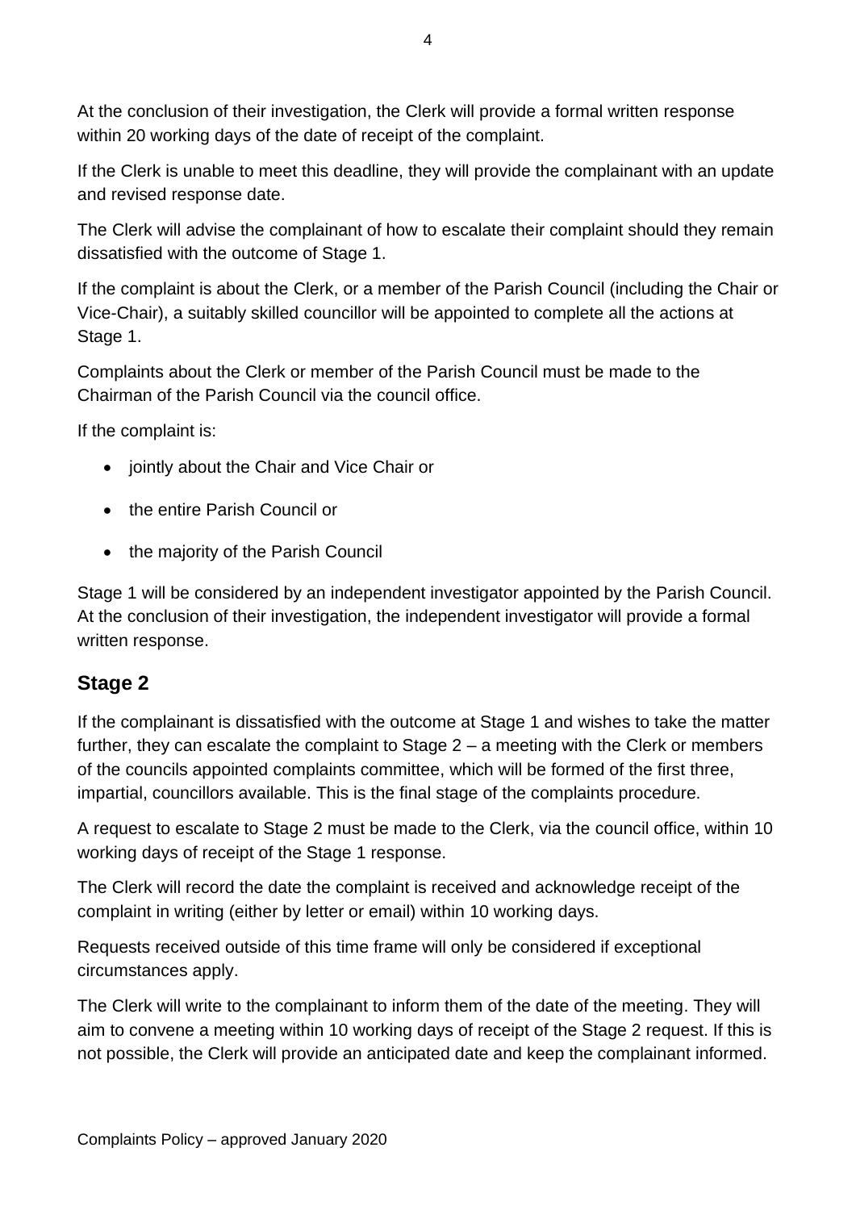At the conclusion of their investigation, the Clerk will provide a formal written response within 20 working days of the date of receipt of the complaint.

If the Clerk is unable to meet this deadline, they will provide the complainant with an update and revised response date.

The Clerk will advise the complainant of how to escalate their complaint should they remain dissatisfied with the outcome of Stage 1.

If the complaint is about the Clerk, or a member of the Parish Council (including the Chair or Vice-Chair), a suitably skilled councillor will be appointed to complete all the actions at Stage 1.

Complaints about the Clerk or member of the Parish Council must be made to the Chairman of the Parish Council via the council office.

If the complaint is:

- jointly about the Chair and Vice Chair or
- the entire Parish Council or
- the majority of the Parish Council

Stage 1 will be considered by an independent investigator appointed by the Parish Council. At the conclusion of their investigation, the independent investigator will provide a formal written response.

## Stage 2

If the complainant is dissatisfied with the outcome at Stage 1 and wishes to take the matter further, they can escalate the complaint to Stage 2 – a meeting with the Clerk or members of the councils appointed complaints committee, which will be formed of the first three, impartial, councillors available. This is the final stage of the complaints procedure.

A request to escalate to Stage 2 must be made to the Clerk, via the council office, within 10 working days of receipt of the Stage 1 response.

The Clerk will record the date the complaint is received and acknowledge receipt of the complaint in writing (either by letter or email) within 10 working days.

Requests received outside of this time frame will only be considered if exceptional circumstances apply.

The Clerk will write to the complainant to inform them of the date of the meeting. They will aim to convene a meeting within 10 working days of receipt of the Stage 2 request. If this is not possible, the Clerk will provide an anticipated date and keep the complainant informed.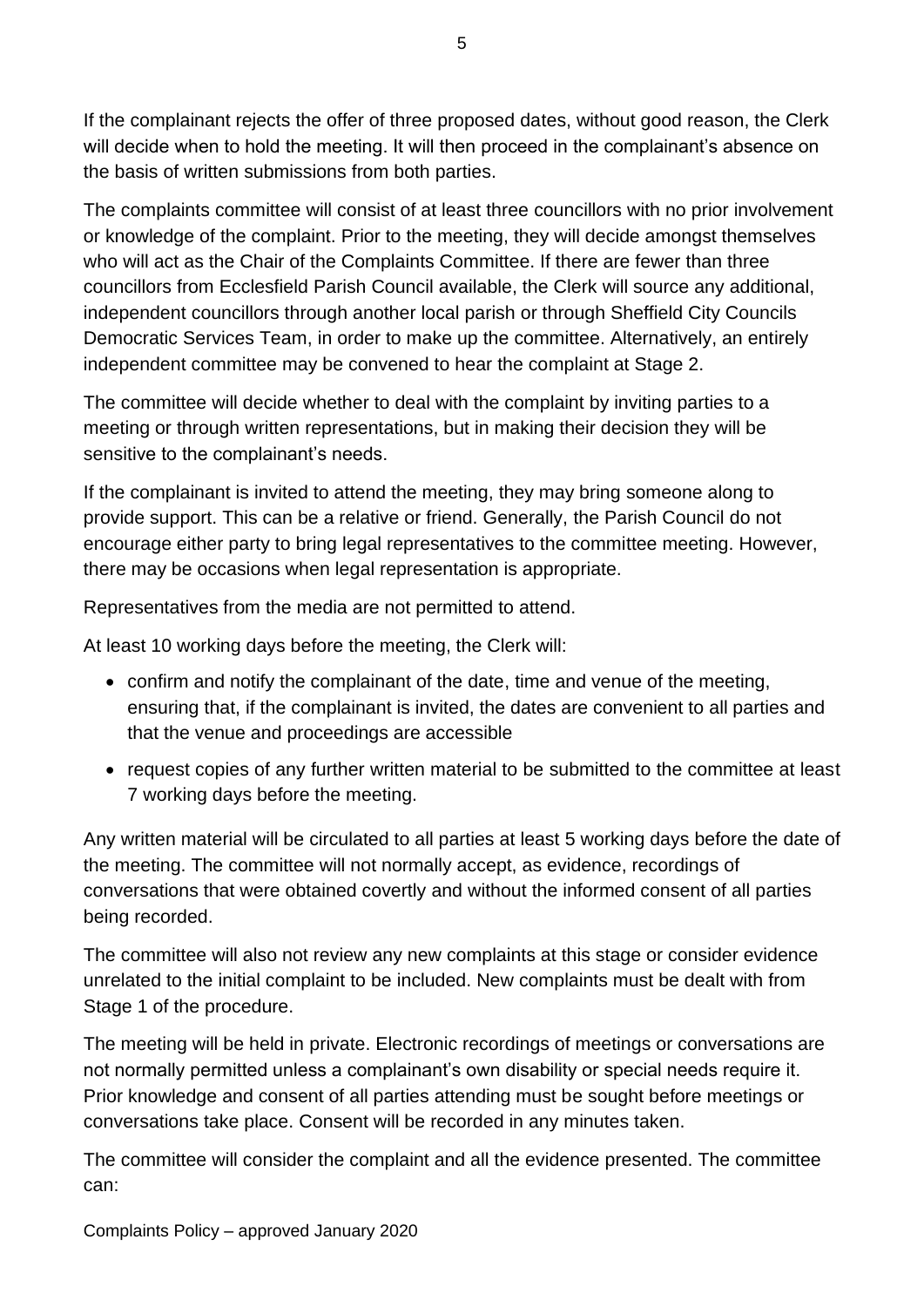If the complainant rejects the offer of three proposed dates, without good reason, the Clerk will decide when to hold the meeting. It will then proceed in the complainant's absence on the basis of written submissions from both parties.

The complaints committee will consist of at least three councillors with no prior involvement or knowledge of the complaint. Prior to the meeting, they will decide amongst themselves who will act as the Chair of the Complaints Committee. If there are fewer than three councillors from Ecclesfield Parish Council available, the Clerk will source any additional, independent councillors through another local parish or through Sheffield City Councils Democratic Services Team, in order to make up the committee. Alternatively, an entirely independent committee may be convened to hear the complaint at Stage 2.

The committee will decide whether to deal with the complaint by inviting parties to a meeting or through written representations, but in making their decision they will be sensitive to the complainant's needs.

If the complainant is invited to attend the meeting, they may bring someone along to provide support. This can be a relative or friend. Generally, the Parish Council do not encourage either party to bring legal representatives to the committee meeting. However, there may be occasions when legal representation is appropriate.

Representatives from the media are not permitted to attend.

At least 10 working days before the meeting, the Clerk will:

- confirm and notify the complainant of the date, time and venue of the meeting, ensuring that, if the complainant is invited, the dates are convenient to all parties and that the venue and proceedings are accessible
- request copies of any further written material to be submitted to the committee at least 7 working days before the meeting.

Any written material will be circulated to all parties at least 5 working days before the date of the meeting. The committee will not normally accept, as evidence, recordings of conversations that were obtained covertly and without the informed consent of all parties being recorded.

The committee will also not review any new complaints at this stage or consider evidence unrelated to the initial complaint to be included. New complaints must be dealt with from Stage 1 of the procedure.

The meeting will be held in private. Electronic recordings of meetings or conversations are not normally permitted unless a complainant's own disability or special needs require it. Prior knowledge and consent of all parties attending must be sought before meetings or conversations take place. Consent will be recorded in any minutes taken.

The committee will consider the complaint and all the evidence presented. The committee can: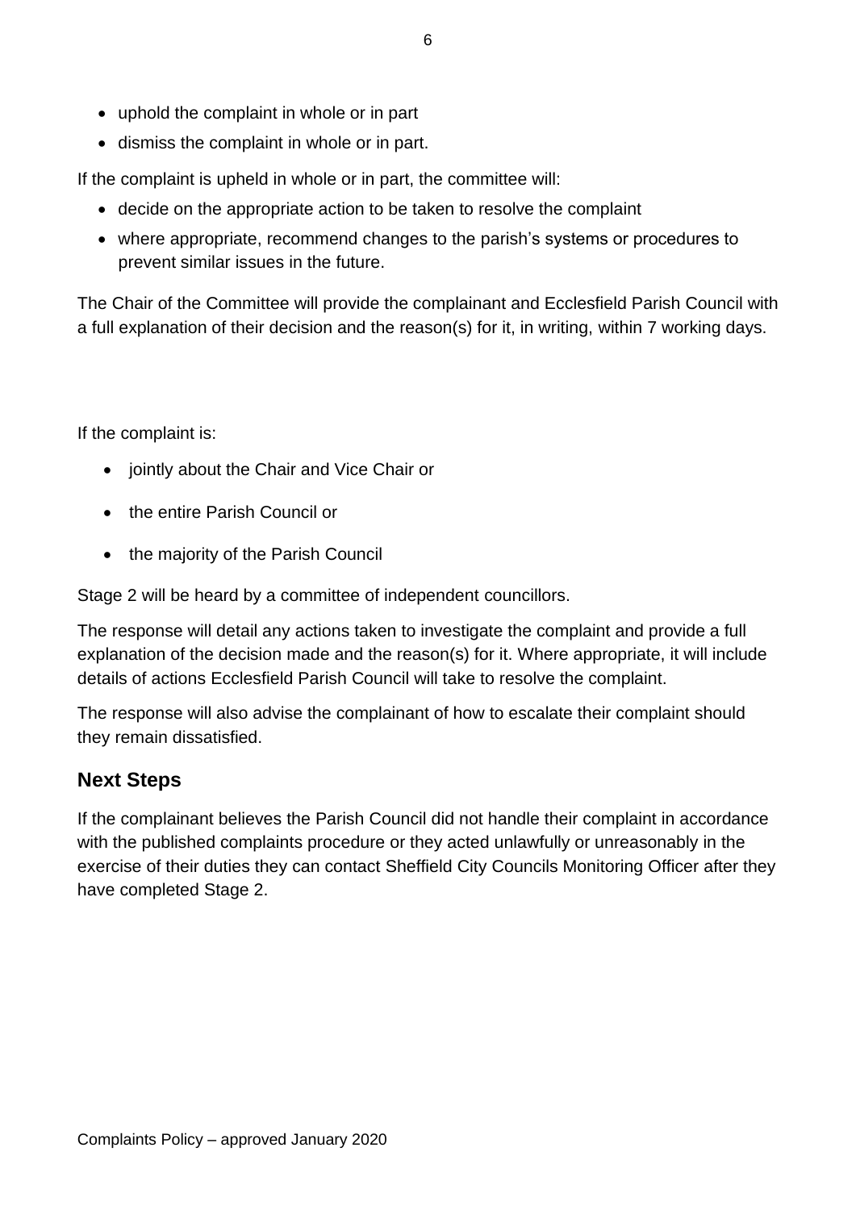- uphold the complaint in whole or in part
- dismiss the complaint in whole or in part.

If the complaint is upheld in whole or in part, the committee will:

- decide on the appropriate action to be taken to resolve the complaint
- where appropriate, recommend changes to the parish's systems or procedures to prevent similar issues in the future.

The Chair of the Committee will provide the complainant and Ecclesfield Parish Council with a full explanation of their decision and the reason(s) for it, in writing, within 7 working days.

If the complaint is:

- jointly about the Chair and Vice Chair or
- the entire Parish Council or
- the majority of the Parish Council

Stage 2 will be heard by a committee of independent councillors.

The response will detail any actions taken to investigate the complaint and provide a full explanation of the decision made and the reason(s) for it. Where appropriate, it will include details of actions Ecclesfield Parish Council will take to resolve the complaint.

The response will also advise the complainant of how to escalate their complaint should they remain dissatisfied.

## Next Steps

If the complainant believes the Parish Council did not handle their complaint in accordance with the published complaints procedure or they acted unlawfully or unreasonably in the exercise of their duties they can contact Sheffield City Councils Monitoring Officer after they have completed Stage 2.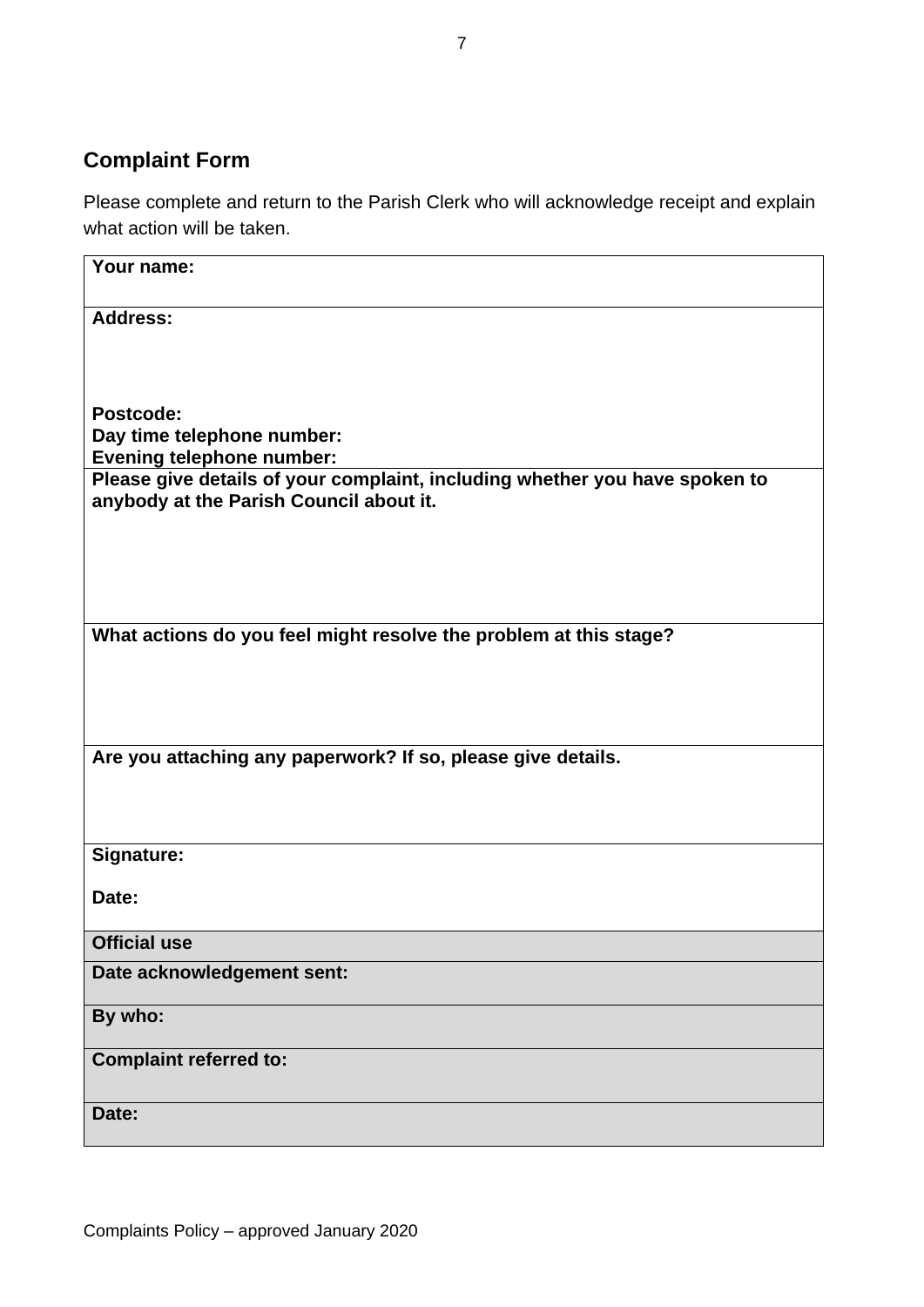## Complaint Form

Please complete and return to the Parish Clerk who will acknowledge receipt and explain what action will be taken.

| **Your name:** |
| --- |
| **Address:**<br><br><br><br>**Postcode:**<br>**Day time telephone number:**<br>**Evening telephone number:** |
| **Please give details of your complaint, including whether you have spoken to anybody at the Parish Council about it.** |
| **What actions do you feel might resolve the problem at this stage?** |
| **Are you attaching any paperwork? If so, please give details.** |
| **Signature:**<br><br>**Date:** |
| **Official use** |
| **Date acknowledgement sent:** |
| **By who:** |
| **Complaint referred to:** |
| **Date:** |

Complaints Policy – approved January 2020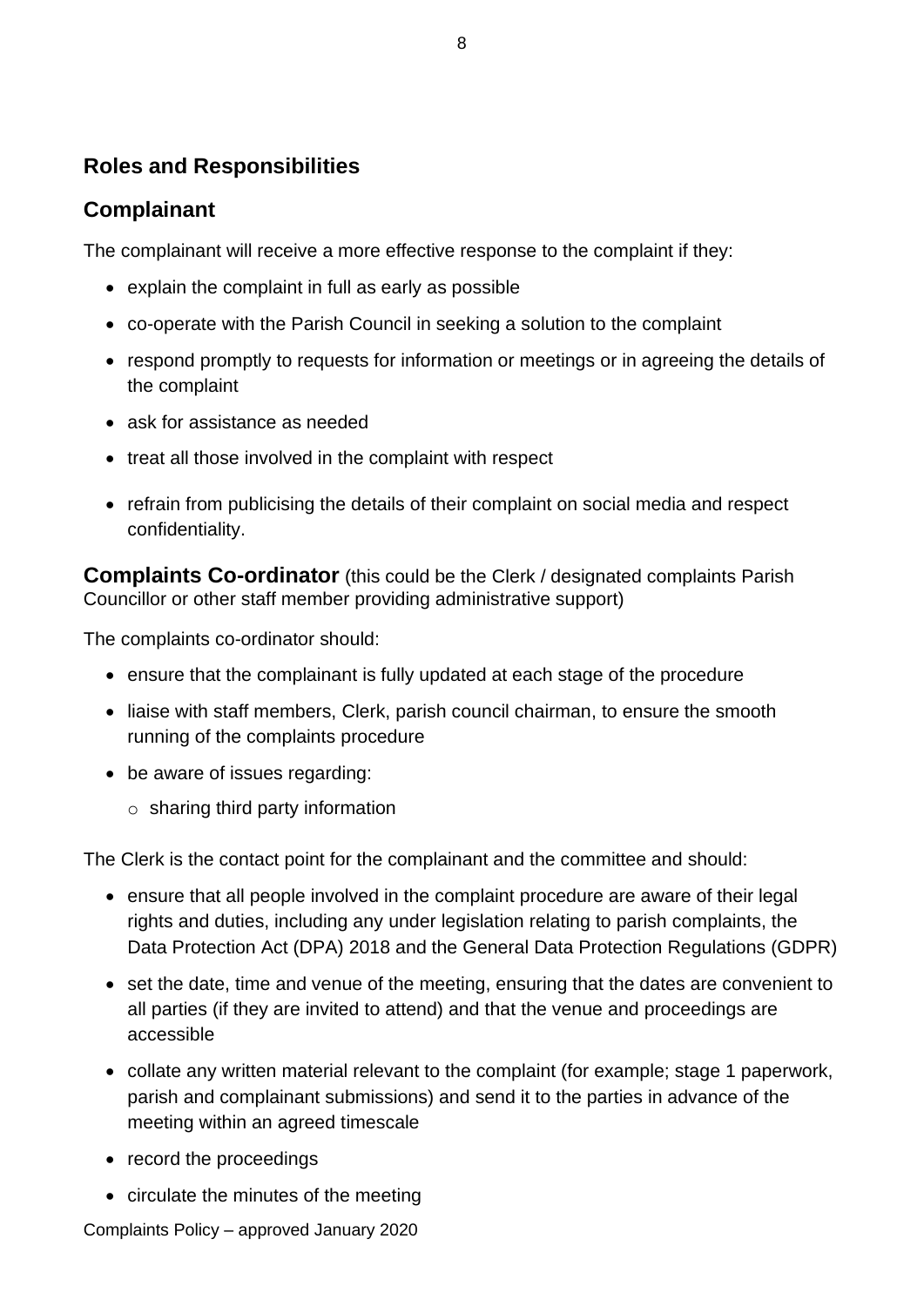## Roles and Responsibilities

## Complainant

The complainant will receive a more effective response to the complaint if they:

- explain the complaint in full as early as possible
- co-operate with the Parish Council in seeking a solution to the complaint
- respond promptly to requests for information or meetings or in agreeing the details of the complaint
- ask for assistance as needed
- treat all those involved in the complaint with respect
- refrain from publicising the details of their complaint on social media and respect confidentiality.

**Complaints Co-ordinator** (this could be the Clerk / designated complaints Parish Councillor or other staff member providing administrative support)

The complaints co-ordinator should:

- ensure that the complainant is fully updated at each stage of the procedure
- liaise with staff members, Clerk, parish council chairman, to ensure the smooth running of the complaints procedure
- be aware of issues regarding:
  - sharing third party information

The Clerk is the contact point for the complainant and the committee and should:

- ensure that all people involved in the complaint procedure are aware of their legal rights and duties, including any under legislation relating to parish complaints, the Data Protection Act (DPA) 2018 and the General Data Protection Regulations (GDPR)
- set the date, time and venue of the meeting, ensuring that the dates are convenient to all parties (if they are invited to attend) and that the venue and proceedings are accessible
- collate any written material relevant to the complaint (for example; stage 1 paperwork, parish and complainant submissions) and send it to the parties in advance of the meeting within an agreed timescale
- record the proceedings
- circulate the minutes of the meeting

Complaints Policy – approved January 2020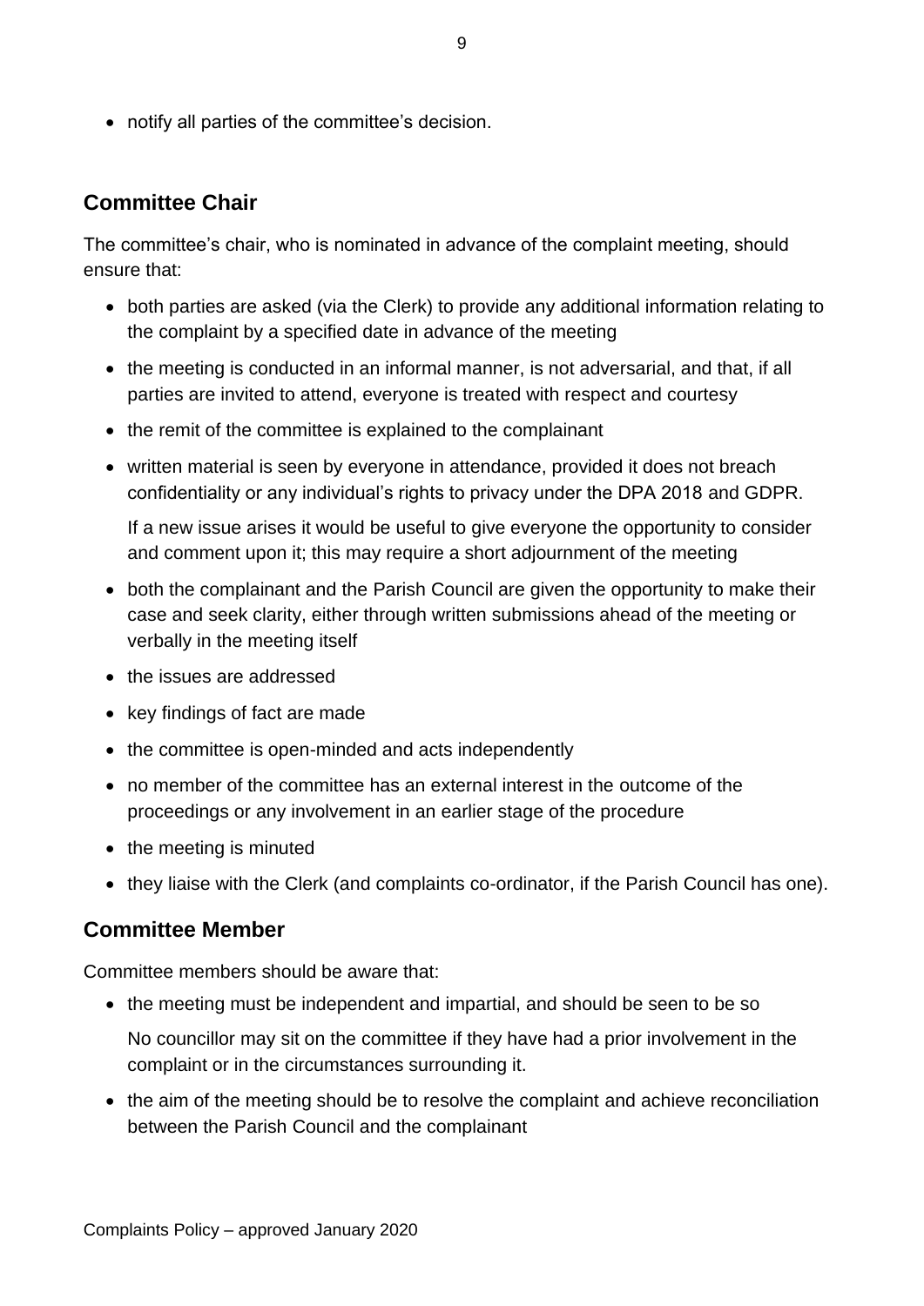- notify all parties of the committee's decision.

## Committee Chair

The committee's chair, who is nominated in advance of the complaint meeting, should ensure that:

- both parties are asked (via the Clerk) to provide any additional information relating to the complaint by a specified date in advance of the meeting
- the meeting is conducted in an informal manner, is not adversarial, and that, if all parties are invited to attend, everyone is treated with respect and courtesy
- the remit of the committee is explained to the complainant
- written material is seen by everyone in attendance, provided it does not breach confidentiality or any individual's rights to privacy under the DPA 2018 and GDPR.

  If a new issue arises it would be useful to give everyone the opportunity to consider and comment upon it; this may require a short adjournment of the meeting
- both the complainant and the Parish Council are given the opportunity to make their case and seek clarity, either through written submissions ahead of the meeting or verbally in the meeting itself
- the issues are addressed
- key findings of fact are made
- the committee is open-minded and acts independently
- no member of the committee has an external interest in the outcome of the proceedings or any involvement in an earlier stage of the procedure
- the meeting is minuted
- they liaise with the Clerk (and complaints co-ordinator, if the Parish Council has one).

## Committee Member

Committee members should be aware that:

- the meeting must be independent and impartial, and should be seen to be so

  No councillor may sit on the committee if they have had a prior involvement in the complaint or in the circumstances surrounding it.
- the aim of the meeting should be to resolve the complaint and achieve reconciliation between the Parish Council and the complainant

Complaints Policy – approved January 2020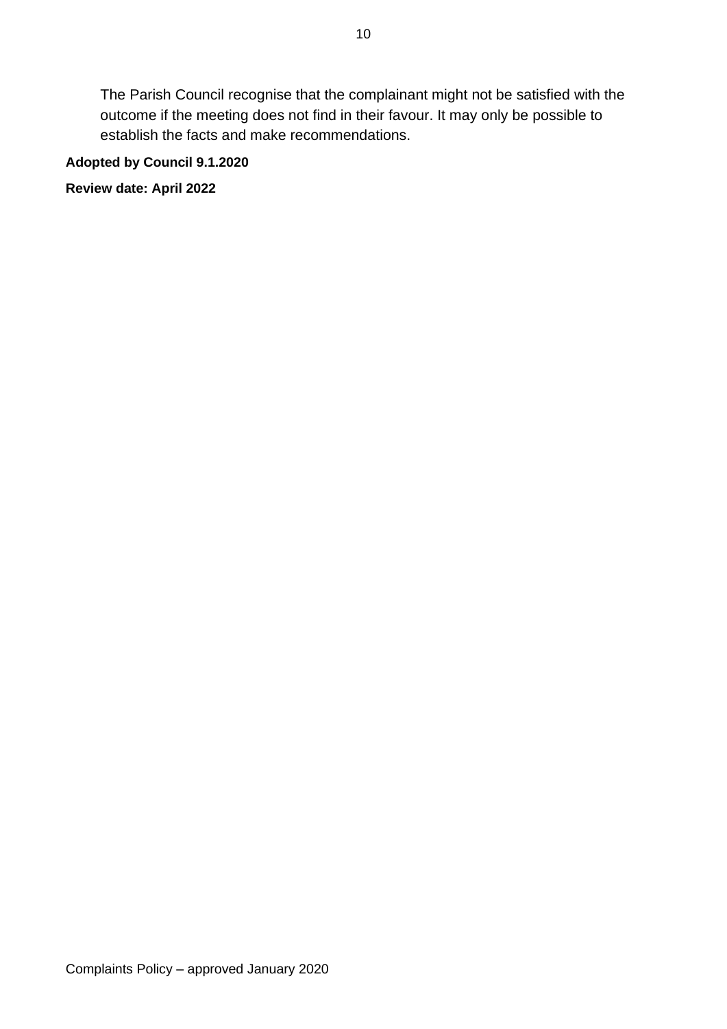The Parish Council recognise that the complainant might not be satisfied with the outcome if the meeting does not find in their favour. It may only be possible to establish the facts and make recommendations.

**Adopted by Council 9.1.2020**

**Review date: April 2022**